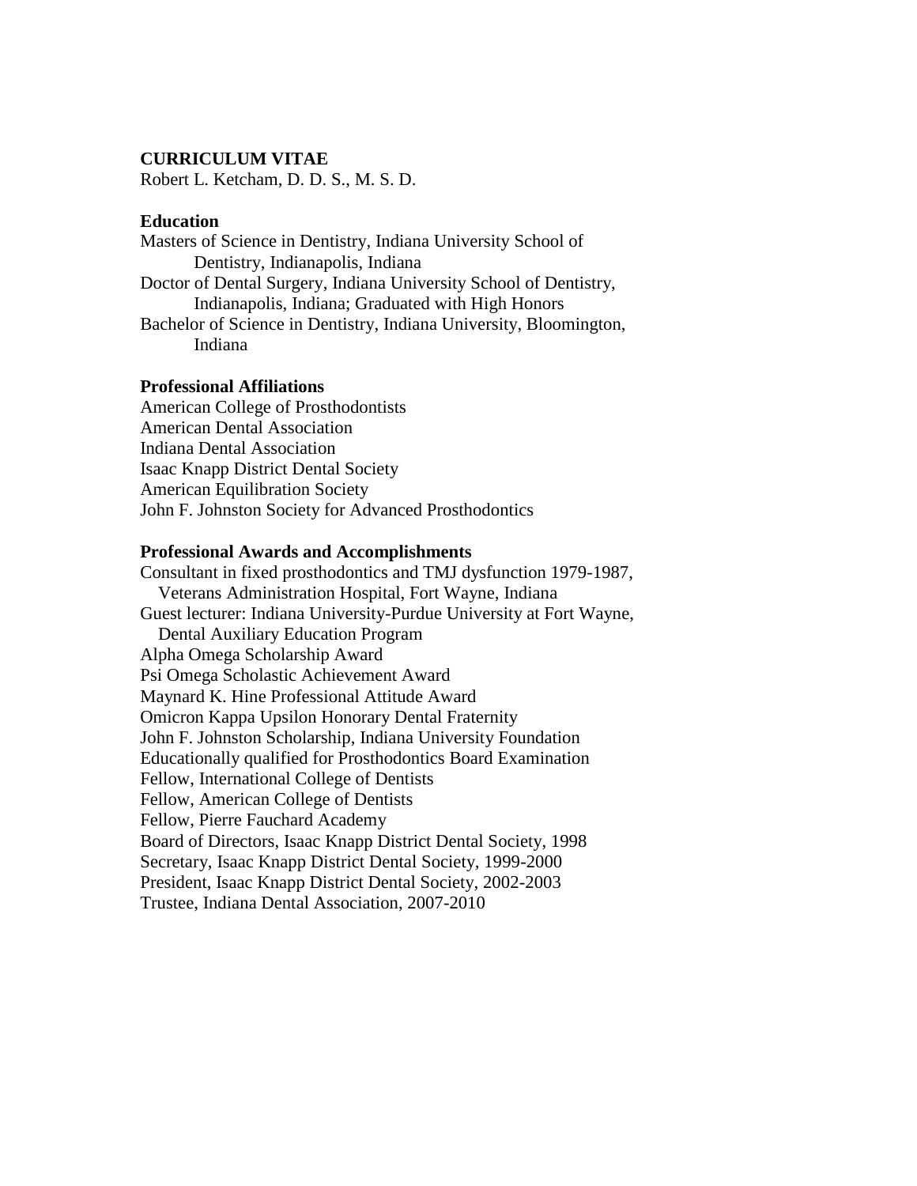# CURRICULUM VITAE

Robert L. Ketcham, D. D. S., M. S. D.

## Education

Masters of Science in Dentistry, Indiana University School of Dentistry, Indianapolis, Indiana

Doctor of Dental Surgery, Indiana University School of Dentistry, Indianapolis, Indiana; Graduated with High Honors

Bachelor of Science in Dentistry, Indiana University, Bloomington, Indiana

## Professional Affiliations

American College of Prosthodontists
American Dental Association
Indiana Dental Association
Isaac Knapp District Dental Society
American Equilibration Society
John F. Johnston Society for Advanced Prosthodontics

## Professional Awards and Accomplishments

Consultant in fixed prosthodontics and TMJ dysfunction 1979-1987, Veterans Administration Hospital, Fort Wayne, Indiana
Guest lecturer: Indiana University-Purdue University at Fort Wayne, Dental Auxiliary Education Program
Alpha Omega Scholarship Award
Psi Omega Scholastic Achievement Award
Maynard K. Hine Professional Attitude Award
Omicron Kappa Upsilon Honorary Dental Fraternity
John F. Johnston Scholarship, Indiana University Foundation
Educationally qualified for Prosthodontics Board Examination
Fellow, International College of Dentists
Fellow, American College of Dentists
Fellow, Pierre Fauchard Academy
Board of Directors, Isaac Knapp District Dental Society, 1998
Secretary, Isaac Knapp District Dental Society, 1999-2000
President, Isaac Knapp District Dental Society, 2002-2003
Trustee, Indiana Dental Association, 2007-2010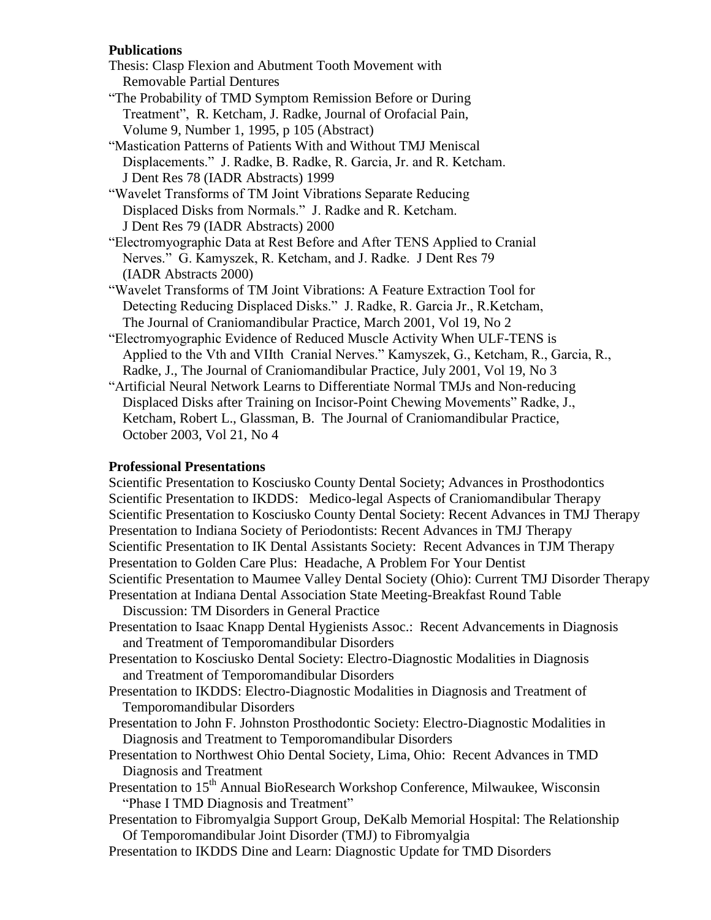**Publications**

Thesis: Clasp Flexion and Abutment Tooth Movement with Removable Partial Dentures

"The Probability of TMD Symptom Remission Before or During Treatment", R. Ketcham, J. Radke, Journal of Orofacial Pain, Volume 9, Number 1, 1995, p 105 (Abstract)

"Mastication Patterns of Patients With and Without TMJ Meniscal Displacements." J. Radke, B. Radke, R. Garcia, Jr. and R. Ketcham. J Dent Res 78 (IADR Abstracts) 1999

"Wavelet Transforms of TM Joint Vibrations Separate Reducing Displaced Disks from Normals." J. Radke and R. Ketcham. J Dent Res 79 (IADR Abstracts) 2000

"Electromyographic Data at Rest Before and After TENS Applied to Cranial Nerves." G. Kamyszek, R. Ketcham, and J. Radke. J Dent Res 79 (IADR Abstracts 2000)

"Wavelet Transforms of TM Joint Vibrations: A Feature Extraction Tool for Detecting Reducing Displaced Disks." J. Radke, R. Garcia Jr., R.Ketcham, The Journal of Craniomandibular Practice, March 2001, Vol 19, No 2

"Electromyographic Evidence of Reduced Muscle Activity When ULF-TENS is Applied to the Vth and VIIth Cranial Nerves." Kamyszek, G., Ketcham, R., Garcia, R., Radke, J., The Journal of Craniomandibular Practice, July 2001, Vol 19, No 3

"Artificial Neural Network Learns to Differentiate Normal TMJs and Non-reducing Displaced Disks after Training on Incisor-Point Chewing Movements" Radke, J., Ketcham, Robert L., Glassman, B. The Journal of Craniomandibular Practice, October 2003, Vol 21, No 4

**Professional Presentations**

Scientific Presentation to Kosciusko County Dental Society; Advances in Prosthodontics

Scientific Presentation to IKDDS: Medico-legal Aspects of Craniomandibular Therapy

Scientific Presentation to Kosciusko County Dental Society: Recent Advances in TMJ Therapy

Presentation to Indiana Society of Periodontists: Recent Advances in TMJ Therapy

Scientific Presentation to IK Dental Assistants Society: Recent Advances in TJM Therapy

Presentation to Golden Care Plus: Headache, A Problem For Your Dentist

Scientific Presentation to Maumee Valley Dental Society (Ohio): Current TMJ Disorder Therapy

Presentation at Indiana Dental Association State Meeting-Breakfast Round Table Discussion: TM Disorders in General Practice

Presentation to Isaac Knapp Dental Hygienists Assoc.: Recent Advancements in Diagnosis and Treatment of Temporomandibular Disorders

Presentation to Kosciusko Dental Society: Electro-Diagnostic Modalities in Diagnosis and Treatment of Temporomandibular Disorders

Presentation to IKDDS: Electro-Diagnostic Modalities in Diagnosis and Treatment of Temporomandibular Disorders

Presentation to John F. Johnston Prosthodontic Society: Electro-Diagnostic Modalities in Diagnosis and Treatment to Temporomandibular Disorders

Presentation to Northwest Ohio Dental Society, Lima, Ohio: Recent Advances in TMD Diagnosis and Treatment

Presentation to 15th Annual BioResearch Workshop Conference, Milwaukee, Wisconsin "Phase I TMD Diagnosis and Treatment"

Presentation to Fibromyalgia Support Group, DeKalb Memorial Hospital: The Relationship Of Temporomandibular Joint Disorder (TMJ) to Fibromyalgia

Presentation to IKDDS Dine and Learn: Diagnostic Update for TMD Disorders